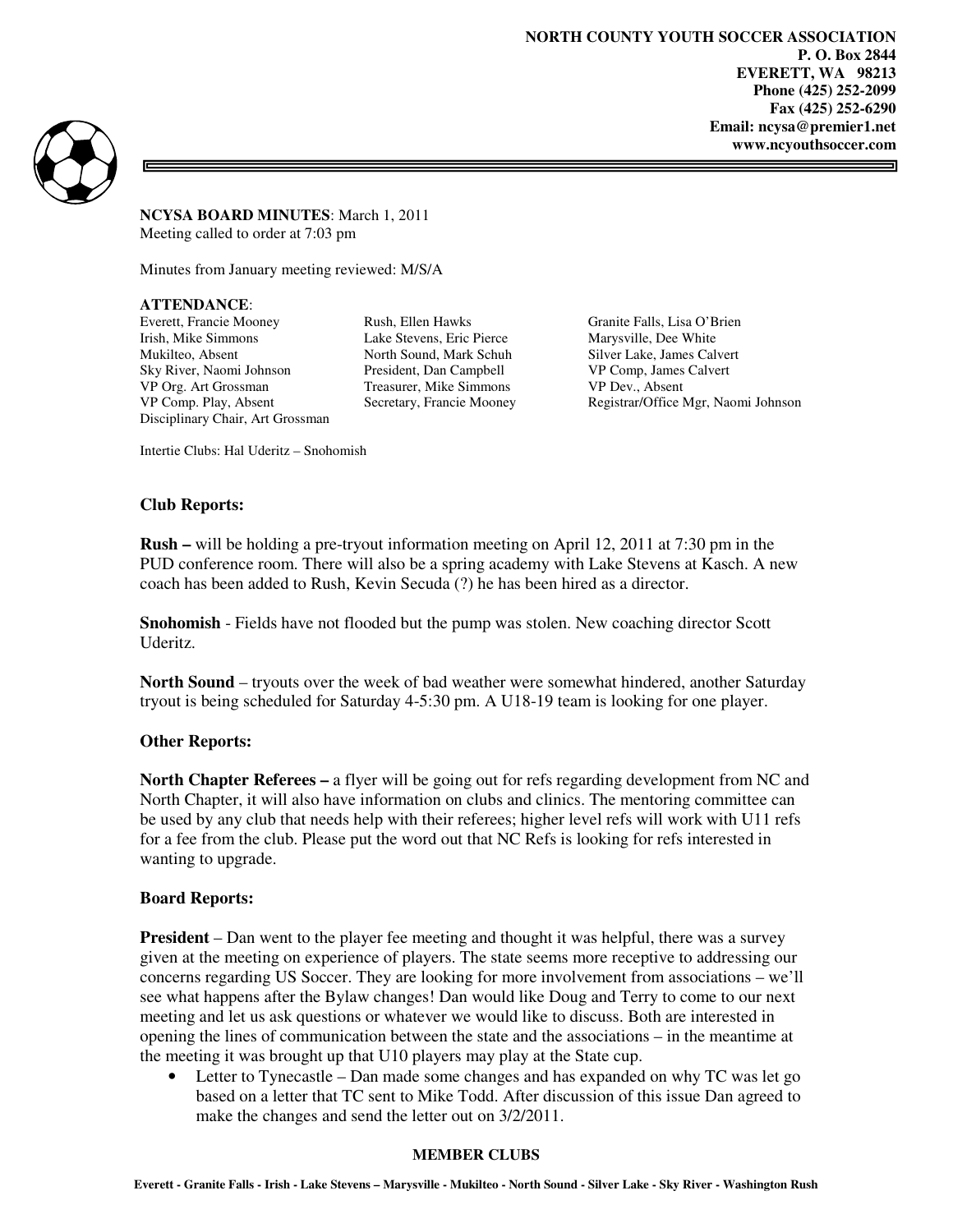NORTH COUNTY YOUTH SOCCER ASSOCIATION
P. O. Box 2844
EVERETT, WA 98213
Phone (425) 252-2099
Fax (425) 252-6290
Email: ncysa@premier1.net
www.ncyouthsoccer.com

**NCYSA BOARD MINUTES**: March 1, 2011
Meeting called to order at 7:03 pm

Minutes from January meeting reviewed: M/S/A

**ATTENDANCE**:

| | | |
|---|---|---|
| Everett, Francie Mooney | Rush, Ellen Hawks | Granite Falls, Lisa O'Brien |
| Irish, Mike Simmons | Lake Stevens, Eric Pierce | Marysville, Dee White |
| Mukilteo, Absent | North Sound, Mark Schuh | Silver Lake, James Calvert |
| Sky River, Naomi Johnson | President, Dan Campbell | VP Comp, James Calvert |
| VP Org. Art Grossman | Treasurer, Mike Simmons | VP Dev., Absent |
| VP Comp. Play, Absent | Secretary, Francie Mooney | Registrar/Office Mgr, Naomi Johnson |
| Disciplinary Chair, Art Grossman | | |

Intertie Clubs: Hal Uderitz – Snohomish

## Club Reports:

**Rush –** will be holding a pre-tryout information meeting on April 12, 2011 at 7:30 pm in the PUD conference room. There will also be a spring academy with Lake Stevens at Kasch. A new coach has been added to Rush, Kevin Secuda (?) he has been hired as a director.

**Snohomish** - Fields have not flooded but the pump was stolen. New coaching director Scott Uderitz.

**North Sound** – tryouts over the week of bad weather were somewhat hindered, another Saturday tryout is being scheduled for Saturday 4-5:30 pm. A U18-19 team is looking for one player.

## Other Reports:

**North Chapter Referees –** a flyer will be going out for refs regarding development from NC and North Chapter, it will also have information on clubs and clinics. The mentoring committee can be used by any club that needs help with their referees; higher level refs will work with U11 refs for a fee from the club. Please put the word out that NC Refs is looking for refs interested in wanting to upgrade.

## Board Reports:

**President** – Dan went to the player fee meeting and thought it was helpful, there was a survey given at the meeting on experience of players. The state seems more receptive to addressing our concerns regarding US Soccer. They are looking for more involvement from associations – we'll see what happens after the Bylaw changes! Dan would like Doug and Terry to come to our next meeting and let us ask questions or whatever we would like to discuss. Both are interested in opening the lines of communication between the state and the associations – in the meantime at the meeting it was brought up that U10 players may play at the State cup.

- Letter to Tynecastle – Dan made some changes and has expanded on why TC was let go based on a letter that TC sent to Mike Todd. After discussion of this issue Dan agreed to make the changes and send the letter out on 3/2/2011.

**MEMBER CLUBS**

Everett - Granite Falls - Irish - Lake Stevens – Marysville - Mukilteo - North Sound - Silver Lake - Sky River - Washington Rush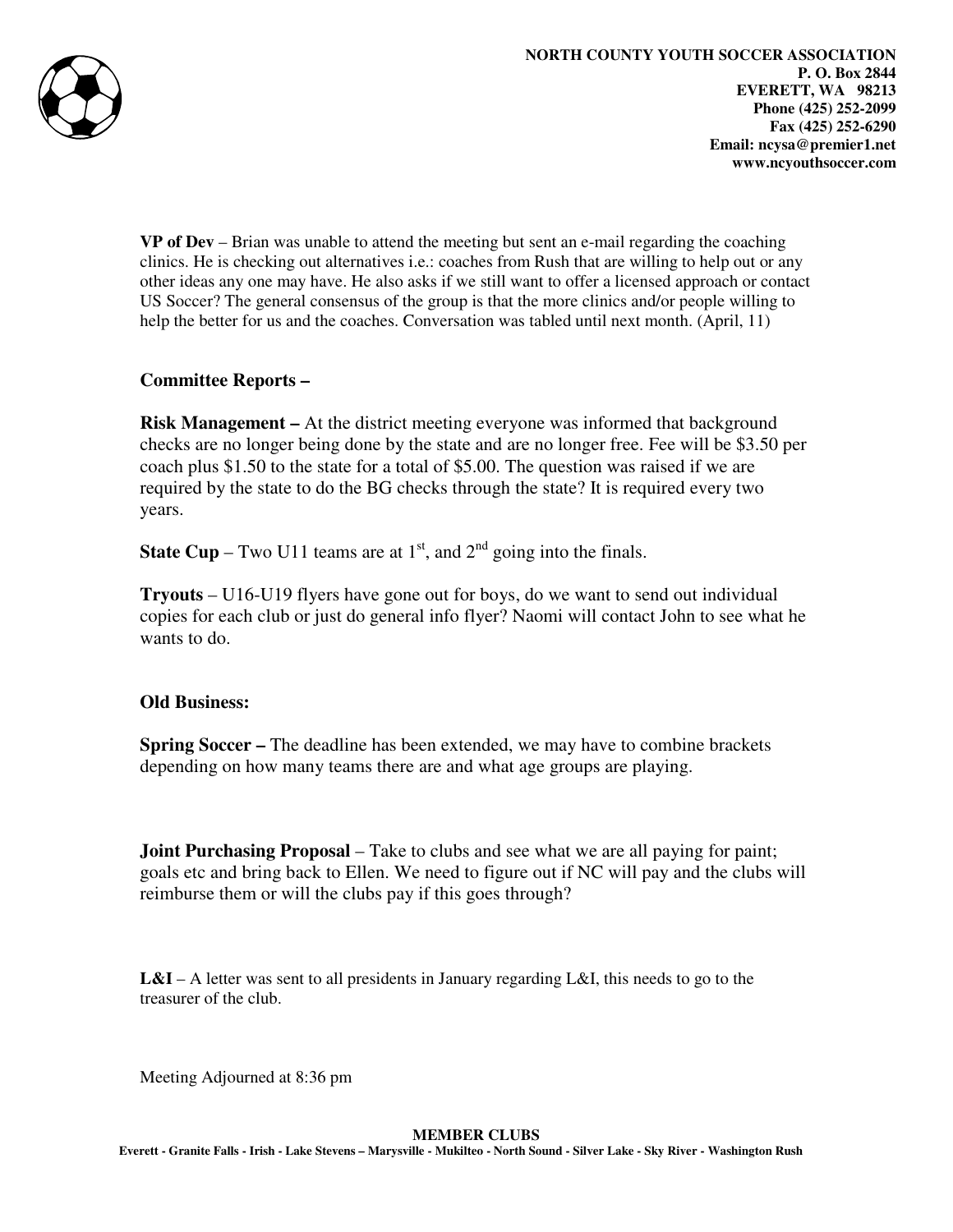**VP of Dev** – Brian was unable to attend the meeting but sent an e-mail regarding the coaching clinics. He is checking out alternatives i.e.: coaches from Rush that are willing to help out or any other ideas any one may have. He also asks if we still want to offer a licensed approach or contact US Soccer? The general consensus of the group is that the more clinics and/or people willing to help the better for us and the coaches. Conversation was tabled until next month. (April, 11)

**Committee Reports –**

**Risk Management –** At the district meeting everyone was informed that background checks are no longer being done by the state and are no longer free. Fee will be $3.50 per coach plus $1.50 to the state for a total of $5.00. The question was raised if we are required by the state to do the BG checks through the state? It is required every two years.

**State Cup** – Two U11 teams are at 1st, and 2nd going into the finals.

**Tryouts** – U16-U19 flyers have gone out for boys, do we want to send out individual copies for each club or just do general info flyer? Naomi will contact John to see what he wants to do.

**Old Business:**

**Spring Soccer –** The deadline has been extended, we may have to combine brackets depending on how many teams there are and what age groups are playing.

**Joint Purchasing Proposal** – Take to clubs and see what we are all paying for paint; goals etc and bring back to Ellen. We need to figure out if NC will pay and the clubs will reimburse them or will the clubs pay if this goes through?

**L&I** – A letter was sent to all presidents in January regarding L&I, this needs to go to the treasurer of the club.

Meeting Adjourned at 8:36 pm